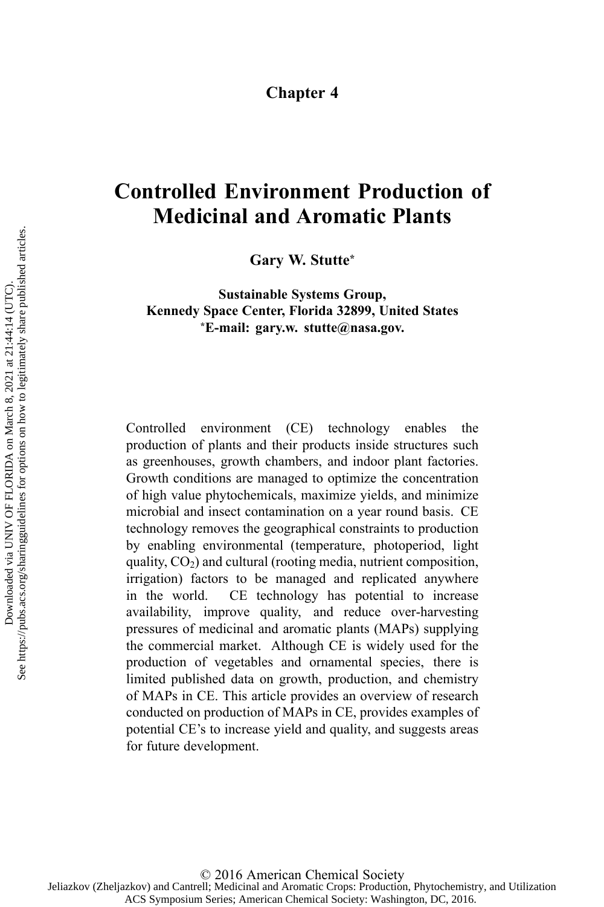# Chapter 4

# Controlled Environment Production of Medicinal and Aromatic Plants

**Gary W. Stutte***

**Sustainable Systems Group, Kennedy Space Center, Florida 32899, United States**
***E-mail: gary.w. stutte@nasa.gov.**

Controlled environment (CE) technology enables the production of plants and their products inside structures such as greenhouses, growth chambers, and indoor plant factories. Growth conditions are managed to optimize the concentration of high value phytochemicals, maximize yields, and minimize microbial and insect contamination on a year round basis. CE technology removes the geographical constraints to production by enabling environmental (temperature, photoperiod, light quality, $CO_2$) and cultural (rooting media, nutrient composition, irrigation) factors to be managed and replicated anywhere in the world. CE technology has potential to increase availability, improve quality, and reduce over-harvesting pressures of medicinal and aromatic plants (MAPs) supplying the commercial market. Although CE is widely used for the production of vegetables and ornamental species, there is limited published data on growth, production, and chemistry of MAPs in CE. This article provides an overview of research conducted on production of MAPs in CE, provides examples of potential CE's to increase yield and quality, and suggests areas for future development.

© 2016 American Chemical Society
Jeliazkov (Zheljazkov) and Cantrell; Medicinal and Aromatic Crops: Production, Phytochemistry, and Utilization
ACS Symposium Series; American Chemical Society: Washington, DC, 2016.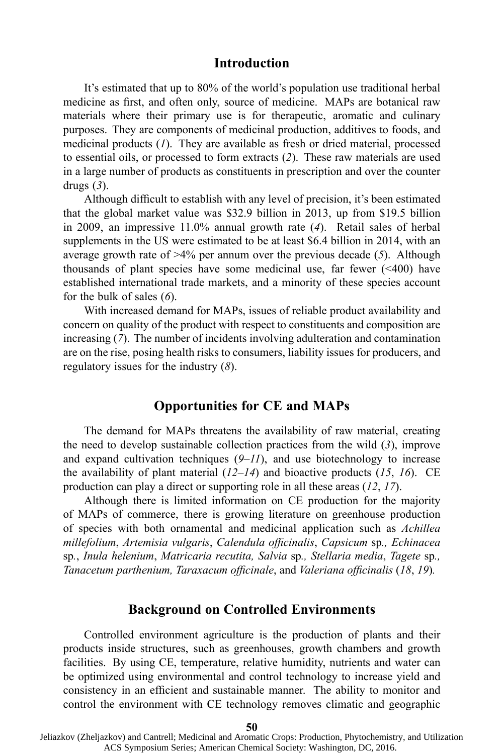## Introduction

It's estimated that up to 80% of the world's population use traditional herbal medicine as first, and often only, source of medicine. MAPs are botanical raw materials where their primary use is for therapeutic, aromatic and culinary purposes. They are components of medicinal production, additives to foods, and medicinal products (*1*). They are available as fresh or dried material, processed to essential oils, or processed to form extracts (*2*). These raw materials are used in a large number of products as constituents in prescription and over the counter drugs (*3*).

Although difficult to establish with any level of precision, it's been estimated that the global market value was $32.9 billion in 2013, up from $19.5 billion in 2009, an impressive 11.0% annual growth rate (*4*). Retail sales of herbal supplements in the US were estimated to be at least $6.4 billion in 2014, with an average growth rate of >4% per annum over the previous decade (*5*). Although thousands of plant species have some medicinal use, far fewer (<400) have established international trade markets, and a minority of these species account for the bulk of sales (*6*).

With increased demand for MAPs, issues of reliable product availability and concern on quality of the product with respect to constituents and composition are increasing (*7*). The number of incidents involving adulteration and contamination are on the rise, posing health risks to consumers, liability issues for producers, and regulatory issues for the industry (*8*).

## Opportunities for CE and MAPs

The demand for MAPs threatens the availability of raw material, creating the need to develop sustainable collection practices from the wild (*3*), improve and expand cultivation techniques (*9–11*), and use biotechnology to increase the availability of plant material (*12–14*) and bioactive products (*15*, *16*). CE production can play a direct or supporting role in all these areas (*12*, *17*).

Although there is limited information on CE production for the majority of MAPs of commerce, there is growing literature on greenhouse production of species with both ornamental and medicinal application such as *Achillea millefolium*, *Artemisia vulgaris*, *Calendula officinalis*, *Capsicum* sp*., Echinacea* sp., *Inula helenium*, *Matricaria recutita, Salvia* sp*., Stellaria media*, *Tagete* sp*., Tanacetum parthenium, Taraxacum officinale*, and *Valeriana officinalis* (*18*, *19*).

## Background on Controlled Environments

Controlled environment agriculture is the production of plants and their products inside structures, such as greenhouses, growth chambers and growth facilities. By using CE, temperature, relative humidity, nutrients and water can be optimized using environmental and control technology to increase yield and consistency in an efficient and sustainable manner. The ability to monitor and control the environment with CE technology removes climatic and geographic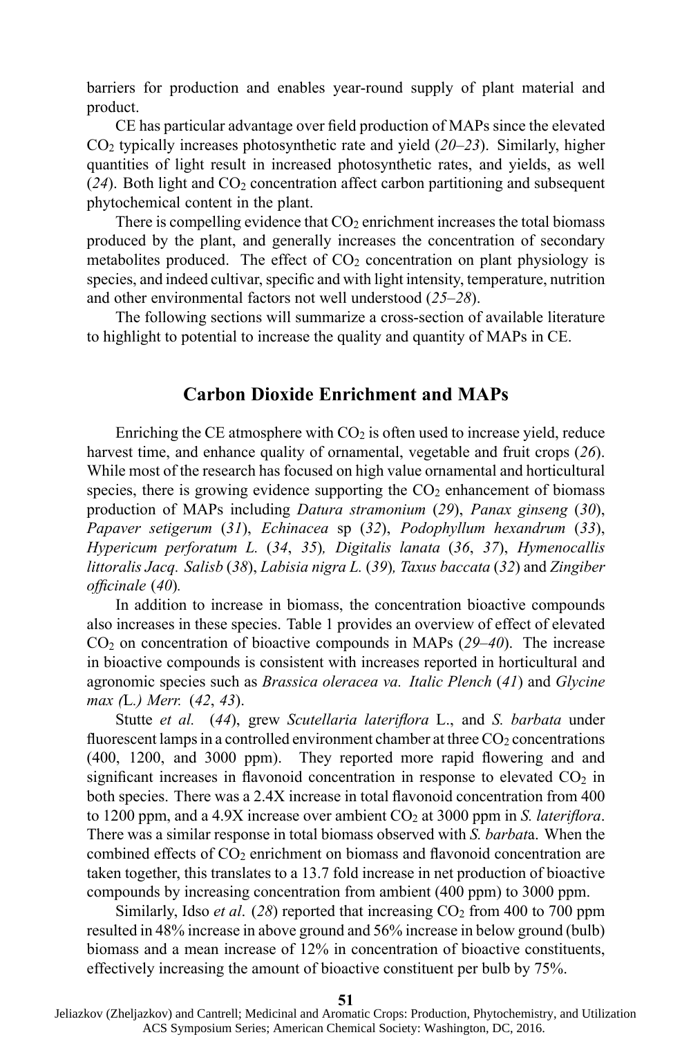barriers for production and enables year-round supply of plant material and product.

CE has particular advantage over field production of MAPs since the elevated $CO_2$ typically increases photosynthetic rate and yield (*20–23*). Similarly, higher quantities of light result in increased photosynthetic rates, and yields, as well (*24*). Both light and $CO_2$ concentration affect carbon partitioning and subsequent phytochemical content in the plant.

There is compelling evidence that $CO_2$ enrichment increases the total biomass produced by the plant, and generally increases the concentration of secondary metabolites produced. The effect of $CO_2$ concentration on plant physiology is species, and indeed cultivar, specific and with light intensity, temperature, nutrition and other environmental factors not well understood (*25–28*).

The following sections will summarize a cross-section of available literature to highlight to potential to increase the quality and quantity of MAPs in CE.

## Carbon Dioxide Enrichment and MAPs

Enriching the CE atmosphere with $CO_2$ is often used to increase yield, reduce harvest time, and enhance quality of ornamental, vegetable and fruit crops (*26*). While most of the research has focused on high value ornamental and horticultural species, there is growing evidence supporting the $CO_2$ enhancement of biomass production of MAPs including *Datura stramonium* (*29*), *Panax ginseng* (*30*), *Papaver setigerum* (*31*), *Echinacea* sp (*32*), *Podophyllum hexandrum* (*33*), *Hypericum perforatum L.* (*34*, *35*), *Digitalis lanata* (*36*, *37*), *Hymenocallis littoralis Jacq. Salisb* (*38*), *Labisia nigra L.* (*39*), *Taxus baccata* (*32*) and *Zingiber officinale* (*40*).

In addition to increase in biomass, the concentration bioactive compounds also increases in these species. Table 1 provides an overview of effect of elevated $CO_2$ on concentration of bioactive compounds in MAPs (*29–40*). The increase in bioactive compounds is consistent with increases reported in horticultural and agronomic species such as *Brassica oleracea va. Italic Plench* (*41*) and *Glycine max (*L.*) Merr.* (*42*, *43*).

Stutte *et al.* (*44*), grew *Scutellaria lateriflora* L., and *S. barbata* under fluorescent lamps in a controlled environment chamber at three $CO_2$ concentrations (400, 1200, and 3000 ppm). They reported more rapid flowering and and significant increases in flavonoid concentration in response to elevated $CO_2$ in both species. There was a 2.4X increase in total flavonoid concentration from 400 to 1200 ppm, and a 4.9X increase over ambient $CO_2$ at 3000 ppm in *S. lateriflora*. There was a similar response in total biomass observed with *S. barbata*. When the combined effects of $CO_2$ enrichment on biomass and flavonoid concentration are taken together, this translates to a 13.7 fold increase in net production of bioactive compounds by increasing concentration from ambient (400 ppm) to 3000 ppm.

Similarly, Idso *et al.* (*28*) reported that increasing $CO_2$ from 400 to 700 ppm resulted in 48% increase in above ground and 56% increase in below ground (bulb) biomass and a mean increase of 12% in concentration of bioactive constituents, effectively increasing the amount of bioactive constituent per bulb by 75%.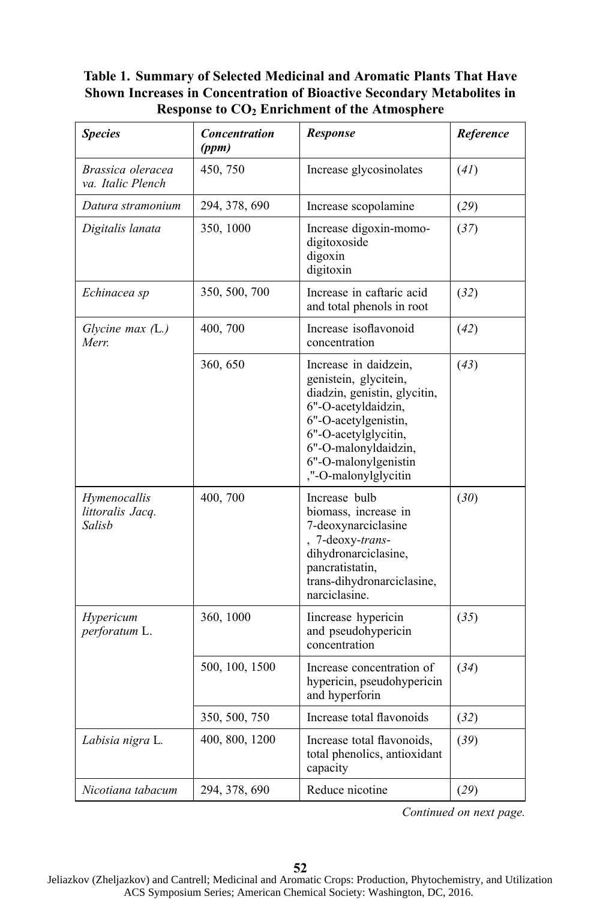**Table 1. Summary of Selected Medicinal and Aromatic Plants That Have Shown Increases in Concentration of Bioactive Secondary Metabolites in Response to $CO_2$ Enrichment of the Atmosphere**

| *Species* | *Concentration (ppm)* | *Response* | *Reference* |
|---|---|---|---|
| *Brassica oleracea va. Italic Plench* | 450, 750 | Increase glycosinolates | (*41*) |
| *Datura stramonium* | 294, 378, 690 | Increase scopolamine | (*29*) |
| *Digitalis lanata* | 350, 1000 | Increase digoxin-momo-digitoxoside digoxin digitoxin | (*37*) |
| *Echinacea sp* | 350, 500, 700 | Increase in caftaric acid and total phenols in root | (*32*) |
| *Glycine max (*L.*) Merr.* | 400, 700 | Increase isoflavonoid concentration | (*42*) |
| | 360, 650 | Increase in daidzein, genistein, glycitein, diadzin, genistin, glycitin, 6"-O-acetyldaidzin, 6"-O-acetylgenistin, 6"-O-acetylglycitin, 6"-O-malonyldaidzin, 6"-O-malonylgenistin ,"-O-malonylglycitin | (*43*) |
| *Hymenocallis littoralis Jacq. Salisb* | 400, 700 | Increase bulb biomass, increase in 7-deoxynarciclasine , 7-deoxy-*trans*-dihydronarciclasine, pancratistatin, trans-dihydronarciclasine, narciclasine. | (*30*) |
| *Hypericum perforatum* L. | 360, 1000 | Iincrease hypericin and pseudohypericin concentration | (*35*) |
| | 500, 100, 1500 | Increase concentration of hypericin, pseudohypericin and hyperforin | (*34*) |
| | 350, 500, 750 | Increase total flavonoids | (*32*) |
| *Labisia nigra* L. | 400, 800, 1200 | Increase total flavonoids, total phenolics, antioxidant capacity | (*39*) |
| *Nicotiana tabacum* | 294, 378, 690 | Reduce nicotine | (*29*) |

*Continued on next page.*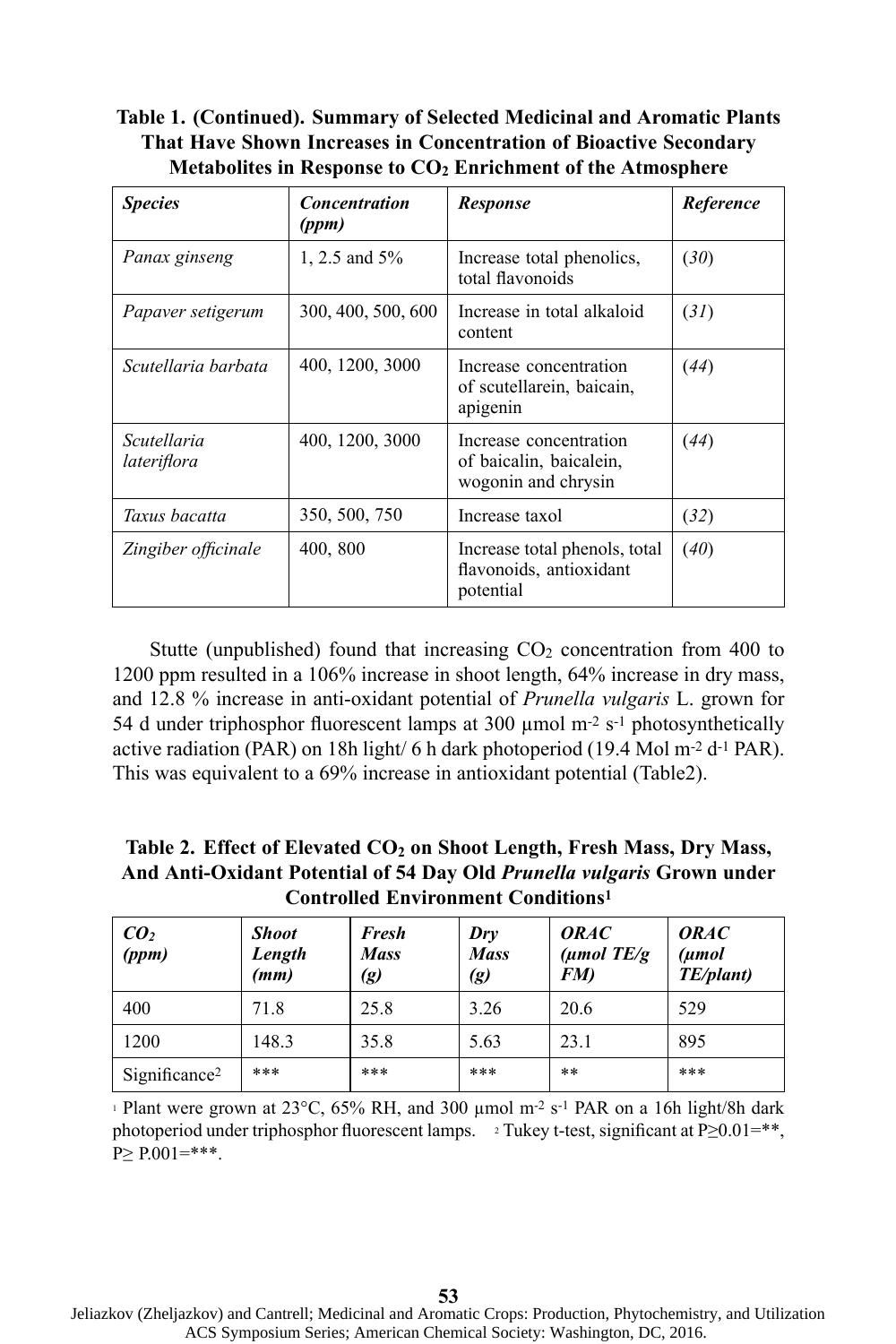**Table 1. (Continued). Summary of Selected Medicinal and Aromatic Plants That Have Shown Increases in Concentration of Bioactive Secondary Metabolites in Response to $CO_2$ Enrichment of the Atmosphere**

| *Species* | *Concentration (ppm)* | *Response* | *Reference* |
|---|---|---|---|
| *Panax ginseng* | 1, 2.5 and 5% | Increase total phenolics, total flavonoids | (*30*) |
| *Papaver setigerum* | 300, 400, 500, 600 | Increase in total alkaloid content | (*31*) |
| *Scutellaria barbata* | 400, 1200, 3000 | Increase concentration of scutellarein, baicain, apigenin | (*44*) |
| *Scutellaria lateriflora* | 400, 1200, 3000 | Increase concentration of baicalin, baicalein, wogonin and chrysin | (*44*) |
| *Taxus bacatta* | 350, 500, 750 | Increase taxol | (*32*) |
| *Zingiber officinale* | 400, 800 | Increase total phenols, total flavonoids, antioxidant potential | (*40*) |

Stutte (unpublished) found that increasing $CO_2$ concentration from 400 to 1200 ppm resulted in a 106% increase in shoot length, 64% increase in dry mass, and 12.8 % increase in anti-oxidant potential of *Prunella vulgaris* L. grown for 54 d under triphosphor fluorescent lamps at 300 $\mu mol\ m^{-2}\ s^{-1}$ photosynthetically active radiation (PAR) on 18h light/ 6 h dark photoperiod (19.4 $Mol\ m^{-2}\ d^{-1}$ PAR). This was equivalent to a 69% increase in antioxidant potential (Table2).

**Table 2. Effect of Elevated $CO_2$ on Shoot Length, Fresh Mass, Dry Mass, And Anti-Oxidant Potential of 54 Day Old *Prunella vulgaris* Grown under Controlled Environment Conditions[1]**

| *$CO_2$ (ppm)* | *Shoot Length (mm)* | *Fresh Mass (g)* | *Dry Mass (g)* | *ORAC (µmol TE/g FM)* | *ORAC (µmol TE/plant)* |
|---|---|---|---|---|---|
| 400 | 71.8 | 25.8 | 3.26 | 20.6 | 529 |
| 1200 | 148.3 | 35.8 | 5.63 | 23.1 | 895 |
| Significance[2] | *** | *** | *** | ** | *** |

[1] Plant were grown at 23°C, 65% RH, and 300 $\mu mol\ m^{-2}\ s^{-1}$ PAR on a 16h light/8h dark photoperiod under triphosphor fluorescent lamps. [2] Tukey t-test, significant at $P \geq 0.01$=**, $P \geq$ P.001=***.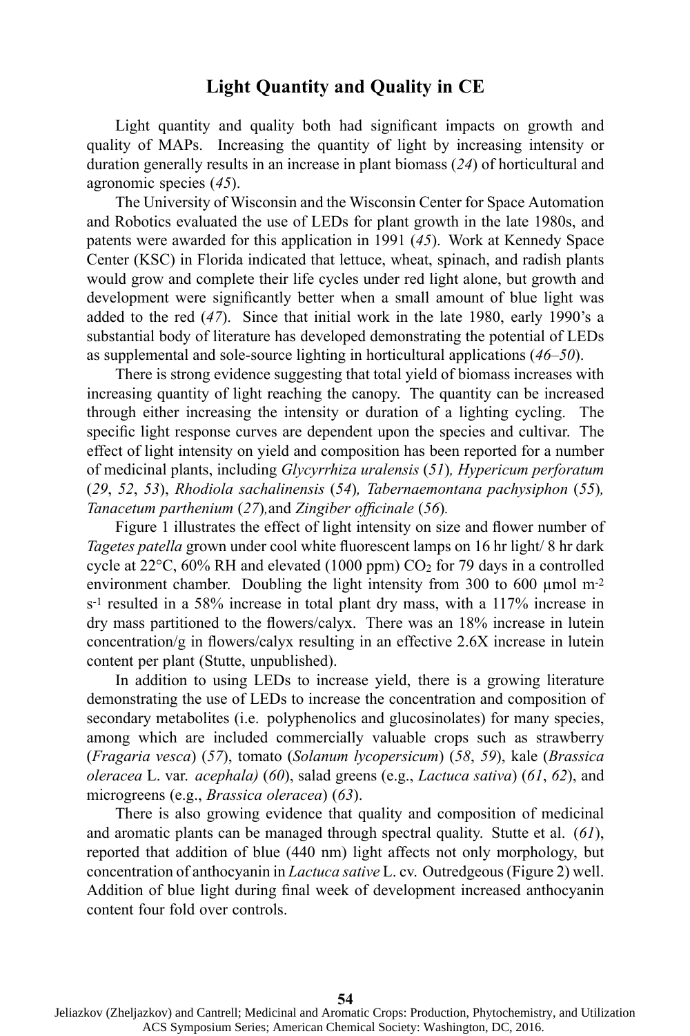## Light Quantity and Quality in CE

Light quantity and quality both had significant impacts on growth and quality of MAPs. Increasing the quantity of light by increasing intensity or duration generally results in an increase in plant biomass (*24*) of horticultural and agronomic species (*45*).

The University of Wisconsin and the Wisconsin Center for Space Automation and Robotics evaluated the use of LEDs for plant growth in the late 1980s, and patents were awarded for this application in 1991 (*45*). Work at Kennedy Space Center (KSC) in Florida indicated that lettuce, wheat, spinach, and radish plants would grow and complete their life cycles under red light alone, but growth and development were significantly better when a small amount of blue light was added to the red (*47*). Since that initial work in the late 1980, early 1990's a substantial body of literature has developed demonstrating the potential of LEDs as supplemental and sole-source lighting in horticultural applications (*46–50*).

There is strong evidence suggesting that total yield of biomass increases with increasing quantity of light reaching the canopy. The quantity can be increased through either increasing the intensity or duration of a lighting cycling. The specific light response curves are dependent upon the species and cultivar. The effect of light intensity on yield and composition has been reported for a number of medicinal plants, including *Glycyrrhiza uralensis* (*51*)*, Hypericum perforatum* (*29*, *52*, *53*), *Rhodiola sachalinensis* (*54*)*, Tabernaemontana pachysiphon* (*55*)*, Tanacetum parthenium* (*27*)*,* and *Zingiber officinale* (*56*)*.*

Figure 1 illustrates the effect of light intensity on size and flower number of *Tagetes patella* grown under cool white fluorescent lamps on 16 hr light/ 8 hr dark cycle at 22°C, 60% RH and elevated (1000 ppm) $CO_2$ for 79 days in a controlled environment chamber. Doubling the light intensity from 300 to 600 µmol $m^{-2}$ $s^{-1}$ resulted in a 58% increase in total plant dry mass, with a 117% increase in dry mass partitioned to the flowers/calyx. There was an 18% increase in lutein concentration/g in flowers/calyx resulting in an effective 2.6X increase in lutein content per plant (Stutte, unpublished).

In addition to using LEDs to increase yield, there is a growing literature demonstrating the use of LEDs to increase the concentration and composition of secondary metabolites (i.e. polyphenolics and glucosinolates) for many species, among which are included commercially valuable crops such as strawberry (*Fragaria vesca*) (*57*), tomato (*Solanum lycopersicum*) (*58*, *59*), kale (*Brassica oleracea* L. var. *acephala)* (*60*), salad greens (e.g., *Lactuca sativa*) (*61*, *62*), and microgreens (e.g., *Brassica oleracea*) (*63*).

There is also growing evidence that quality and composition of medicinal and aromatic plants can be managed through spectral quality. Stutte et al. (*61*), reported that addition of blue (440 nm) light affects not only morphology, but concentration of anthocyanin in *Lactuca sative* L. cv. Outredgeous (Figure 2) well. Addition of blue light during final week of development increased anthocyanin content four fold over controls.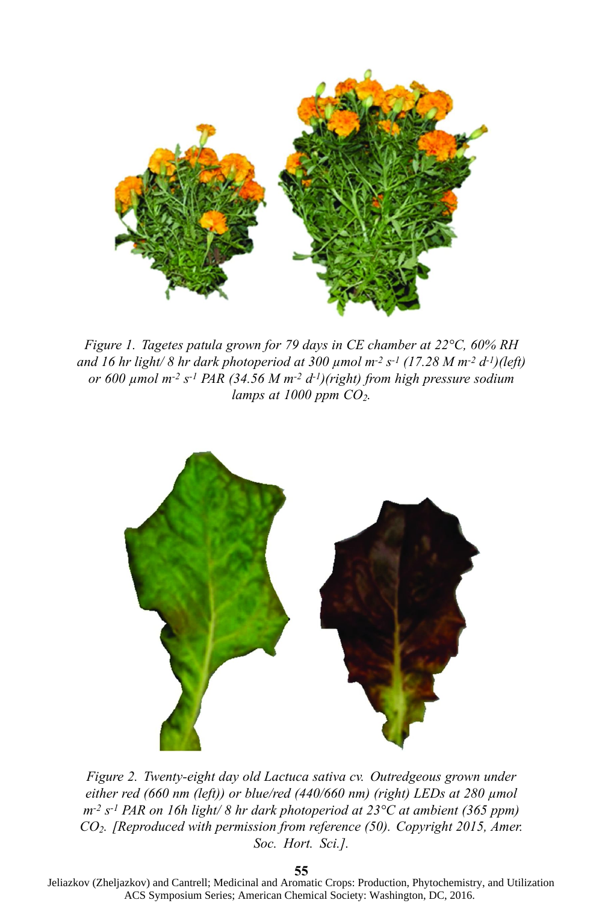*Figure 1. Tagetes patula grown for 79 days in CE chamber at 22°C, 60% RH and 16 hr light/ 8 hr dark photoperiod at 300 µmol $m^{-2}$ $s^{-1}$ (17.28 M $m^{-2}$ $d^{-1}$)(left) or 600 µmol $m^{-2}$ $s^{-1}$ PAR (34.56 M $m^{-2}$ $d^{-1}$)(right) from high pressure sodium lamps at 1000 ppm $CO_2$.*

*Figure 2. Twenty-eight day old Lactuca sativa cv. Outredgeous grown under either red (660 nm (left)) or blue/red (440/660 nm) (right) LEDs at 280 µmol $m^{-2}$ $s^{-1}$ PAR on 16h light/ 8 hr dark photoperiod at 23°C at ambient (365 ppm) $CO_2$. [Reproduced with permission from reference (50). Copyright 2015, Amer. Soc. Hort. Sci.].*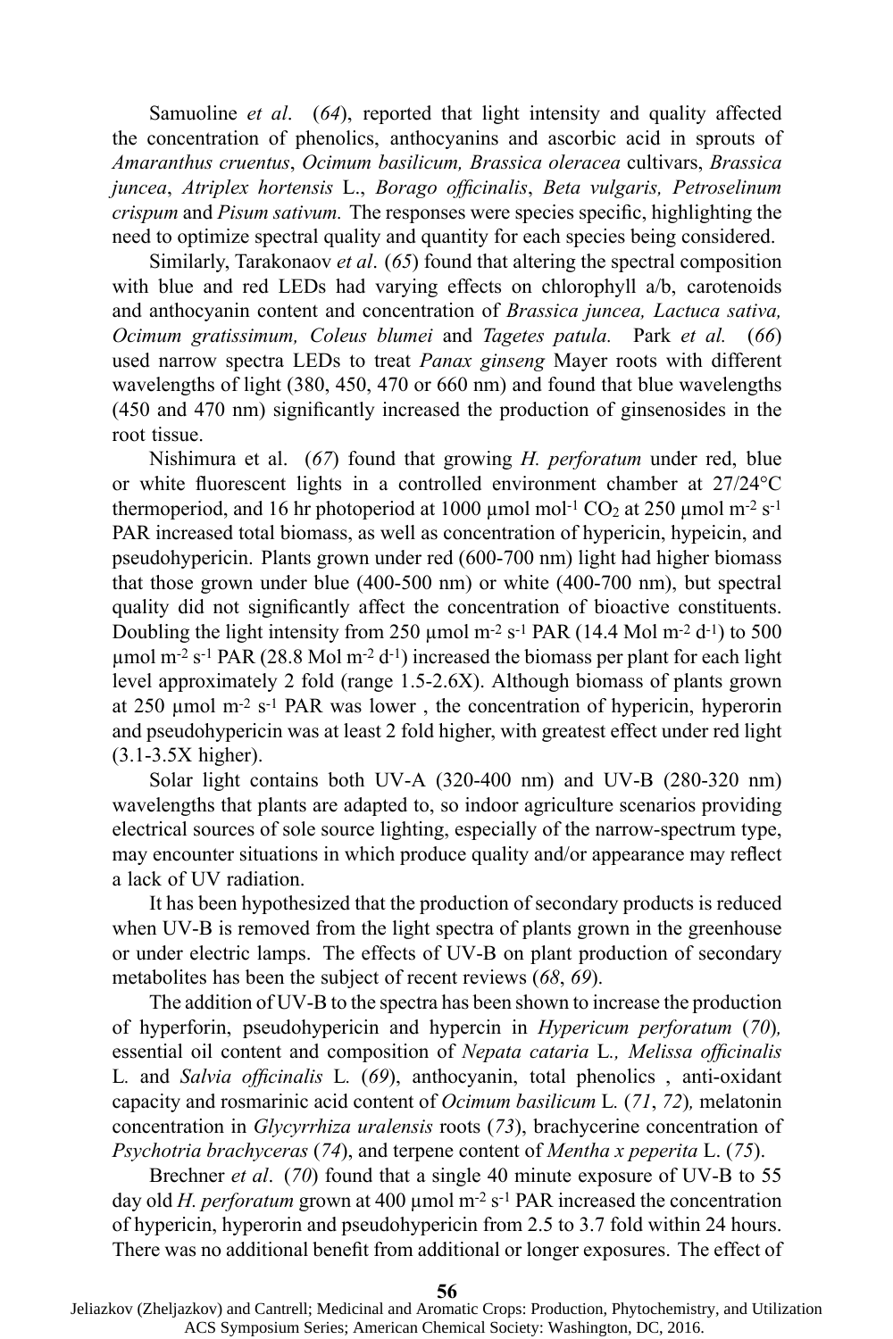Samuoline *et al*. (*64*), reported that light intensity and quality affected the concentration of phenolics, anthocyanins and ascorbic acid in sprouts of *Amaranthus cruentus*, *Ocimum basilicum, Brassica oleracea* cultivars, *Brassica juncea*, *Atriplex hortensis* L., *Borago officinalis*, *Beta vulgaris, Petroselinum crispum* and *Pisum sativum.* The responses were species specific, highlighting the need to optimize spectral quality and quantity for each species being considered.

Similarly, Tarakonaov *et al*. (*65*) found that altering the spectral composition with blue and red LEDs had varying effects on chlorophyll a/b, carotenoids and anthocyanin content and concentration of *Brassica juncea, Lactuca sativa, Ocimum gratissimum, Coleus blumei* and *Tagetes patula.* Park *et al.* (*66*) used narrow spectra LEDs to treat *Panax ginseng* Mayer roots with different wavelengths of light (380, 450, 470 or 660 nm) and found that blue wavelengths (450 and 470 nm) significantly increased the production of ginsenosides in the root tissue.

Nishimura et al. (*67*) found that growing *H. perforatum* under red, blue or white fluorescent lights in a controlled environment chamber at 27/24°C thermoperiod, and 16 hr photoperiod at 1000 µmol mol$^{-1}$ $CO_2$ at 250 µmol m$^{-2}$ s$^{-1}$ PAR increased total biomass, as well as concentration of hypericin, hypeicin, and pseudohypericin. Plants grown under red (600-700 nm) light had higher biomass that those grown under blue (400-500 nm) or white (400-700 nm), but spectral quality did not significantly affect the concentration of bioactive constituents. Doubling the light intensity from 250 µmol m$^{-2}$ s$^{-1}$ PAR (14.4 Mol m$^{-2}$ d$^{-1}$) to 500 µmol m$^{-2}$ s$^{-1}$ PAR (28.8 Mol m$^{-2}$ d$^{-1}$) increased the biomass per plant for each light level approximately 2 fold (range 1.5-2.6X). Although biomass of plants grown at 250 µmol m$^{-2}$ s$^{-1}$ PAR was lower , the concentration of hypericin, hyperorin and pseudohypericin was at least 2 fold higher, with greatest effect under red light (3.1-3.5X higher).

Solar light contains both UV-A (320-400 nm) and UV-B (280-320 nm) wavelengths that plants are adapted to, so indoor agriculture scenarios providing electrical sources of sole source lighting, especially of the narrow-spectrum type, may encounter situations in which produce quality and/or appearance may reflect a lack of UV radiation.

It has been hypothesized that the production of secondary products is reduced when UV-B is removed from the light spectra of plants grown in the greenhouse or under electric lamps. The effects of UV-B on plant production of secondary metabolites has been the subject of recent reviews (*68*, *69*).

The addition of UV-B to the spectra has been shown to increase the production of hyperforin, pseudohypericin and hypercin in *Hypericum perforatum* (*70*)*,* essential oil content and composition of *Nepata cataria* L*., Melissa officinalis* L*.* and *Salvia officinalis* L*.* (*69*), anthocyanin, total phenolics , anti-oxidant capacity and rosmarinic acid content of *Ocimum basilicum* L*.* (*71*, *72*)*,* melatonin concentration in *Glycyrrhiza uralensis* roots (*73*), brachycerine concentration of *Psychotria brachyceras* (*74*), and terpene content of *Mentha x peperita* L. (*75*).

Brechner *et al*. (*70*) found that a single 40 minute exposure of UV-B to 55 day old *H. perforatum* grown at 400 µmol m$^{-2}$ s$^{-1}$ PAR increased the concentration of hypericin, hyperorin and pseudohypericin from 2.5 to 3.7 fold within 24 hours. There was no additional benefit from additional or longer exposures. The effect of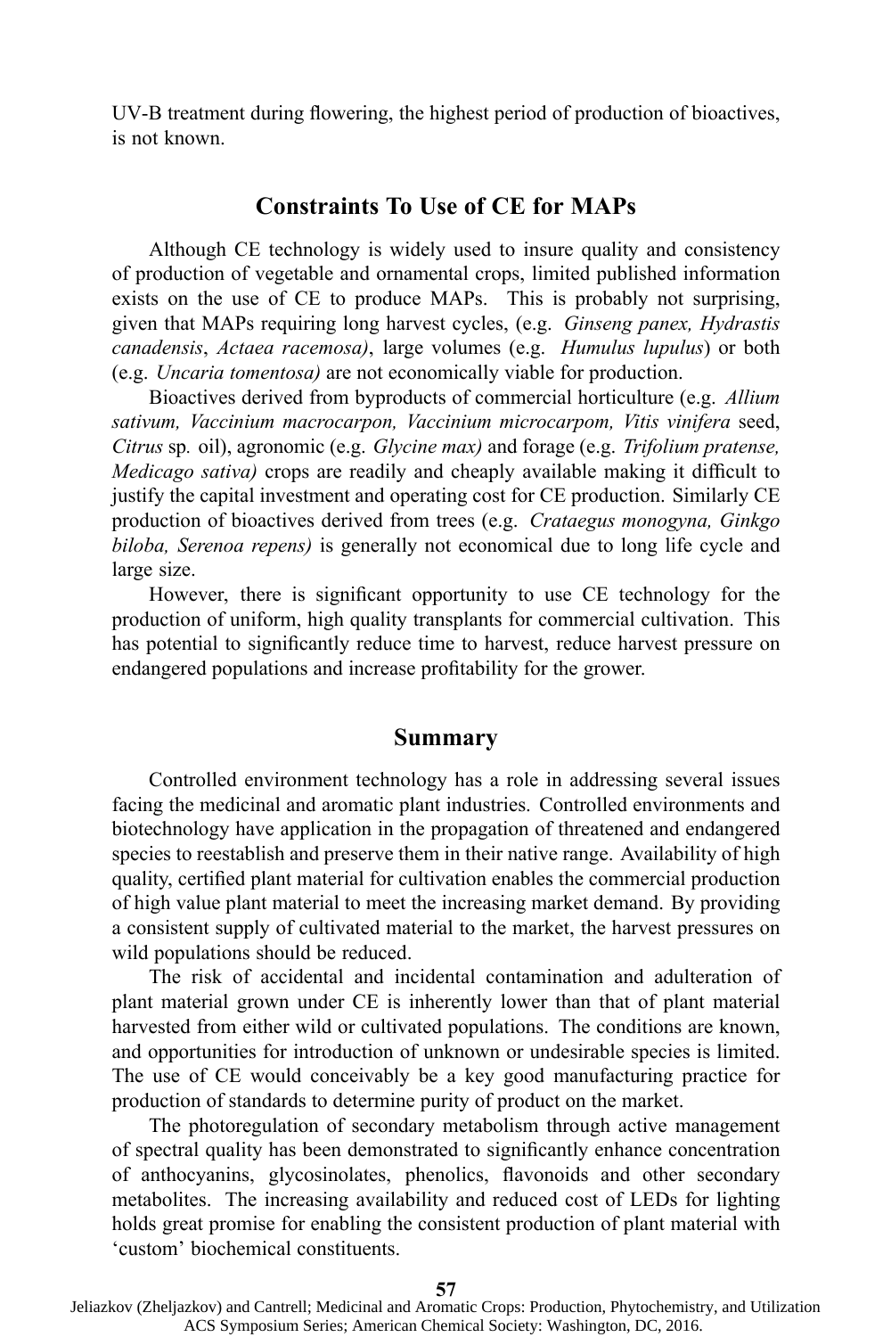UV-B treatment during flowering, the highest period of production of bioactives, is not known.

## Constraints To Use of CE for MAPs

Although CE technology is widely used to insure quality and consistency of production of vegetable and ornamental crops, limited published information exists on the use of CE to produce MAPs. This is probably not surprising, given that MAPs requiring long harvest cycles, (e.g. *Ginseng panex, Hydrastis canadensis*, *Actaea racemosa)*, large volumes (e.g. *Humulus lupulus*) or both (e.g. *Uncaria tomentosa)* are not economically viable for production.

Bioactives derived from byproducts of commercial horticulture (e.g. *Allium sativum, Vaccinium macrocarpon, Vaccinium microcarpom, Vitis vinifera* seed, *Citrus* sp. oil), agronomic (e.g. *Glycine max)* and forage (e.g. *Trifolium pratense, Medicago sativa)* crops are readily and cheaply available making it difficult to justify the capital investment and operating cost for CE production. Similarly CE production of bioactives derived from trees (e.g. *Crataegus monogyna, Ginkgo biloba, Serenoa repens)* is generally not economical due to long life cycle and large size.

However, there is significant opportunity to use CE technology for the production of uniform, high quality transplants for commercial cultivation. This has potential to significantly reduce time to harvest, reduce harvest pressure on endangered populations and increase profitability for the grower.

## Summary

Controlled environment technology has a role in addressing several issues facing the medicinal and aromatic plant industries. Controlled environments and biotechnology have application in the propagation of threatened and endangered species to reestablish and preserve them in their native range. Availability of high quality, certified plant material for cultivation enables the commercial production of high value plant material to meet the increasing market demand. By providing a consistent supply of cultivated material to the market, the harvest pressures on wild populations should be reduced.

The risk of accidental and incidental contamination and adulteration of plant material grown under CE is inherently lower than that of plant material harvested from either wild or cultivated populations. The conditions are known, and opportunities for introduction of unknown or undesirable species is limited. The use of CE would conceivably be a key good manufacturing practice for production of standards to determine purity of product on the market.

The photoregulation of secondary metabolism through active management of spectral quality has been demonstrated to significantly enhance concentration of anthocyanins, glycosinolates, phenolics, flavonoids and other secondary metabolites. The increasing availability and reduced cost of LEDs for lighting holds great promise for enabling the consistent production of plant material with 'custom' biochemical constituents.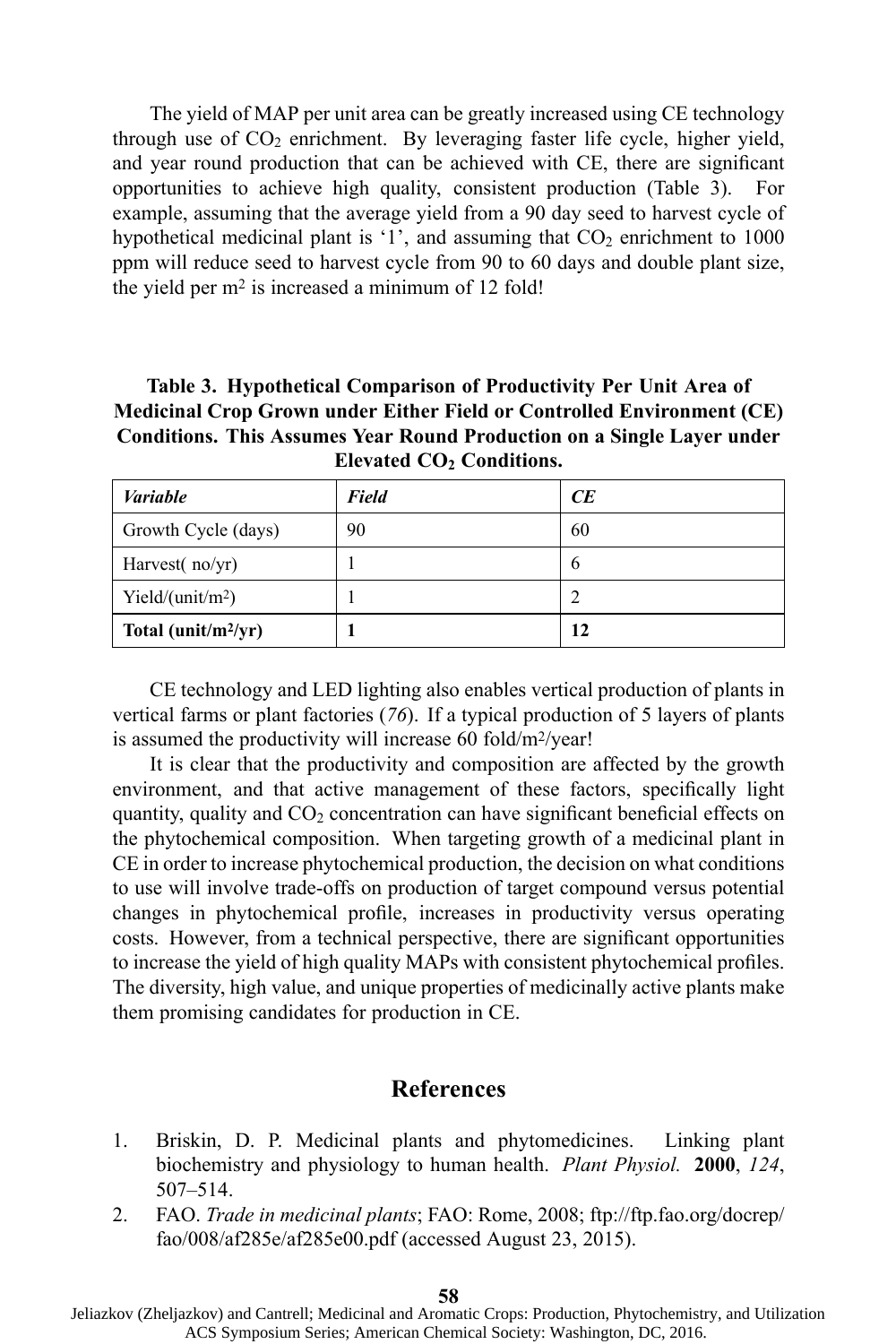The yield of MAP per unit area can be greatly increased using CE technology through use of $CO_2$ enrichment. By leveraging faster life cycle, higher yield, and year round production that can be achieved with CE, there are significant opportunities to achieve high quality, consistent production (Table 3). For example, assuming that the average yield from a 90 day seed to harvest cycle of hypothetical medicinal plant is '1', and assuming that $CO_2$ enrichment to 1000 ppm will reduce seed to harvest cycle from 90 to 60 days and double plant size, the yield per $m^2$ is increased a minimum of 12 fold!

**Table 3. Hypothetical Comparison of Productivity Per Unit Area of Medicinal Crop Grown under Either Field or Controlled Environment (CE) Conditions. This Assumes Year Round Production on a Single Layer under Elevated $CO_2$ Conditions.**

| *Variable* | *Field* | *CE* |
|---|---|---|
| Growth Cycle (days) | 90 | 60 |
| Harvest( no/yr) | 1 | 6 |
| Yield/(unit/$m^2$) | 1 | 2 |
| **Total (unit/$m^2$/yr)** | **1** | **12** |

CE technology and LED lighting also enables vertical production of plants in vertical farms or plant factories (*76*). If a typical production of 5 layers of plants is assumed the productivity will increase 60 fold/$m^2$/year!

It is clear that the productivity and composition are affected by the growth environment, and that active management of these factors, specifically light quantity, quality and $CO_2$ concentration can have significant beneficial effects on the phytochemical composition. When targeting growth of a medicinal plant in CE in order to increase phytochemical production, the decision on what conditions to use will involve trade-offs on production of target compound versus potential changes in phytochemical profile, increases in productivity versus operating costs. However, from a technical perspective, there are significant opportunities to increase the yield of high quality MAPs with consistent phytochemical profiles. The diversity, high value, and unique properties of medicinally active plants make them promising candidates for production in CE.

## References

1. Briskin, D. P. Medicinal plants and phytomedicines. Linking plant biochemistry and physiology to human health. *Plant Physiol.* **2000**, *124*, 507–514.
2. FAO. *Trade in medicinal plants*; FAO: Rome, 2008; ftp://ftp.fao.org/docrep/fao/008/af285e/af285e00.pdf (accessed August 23, 2015).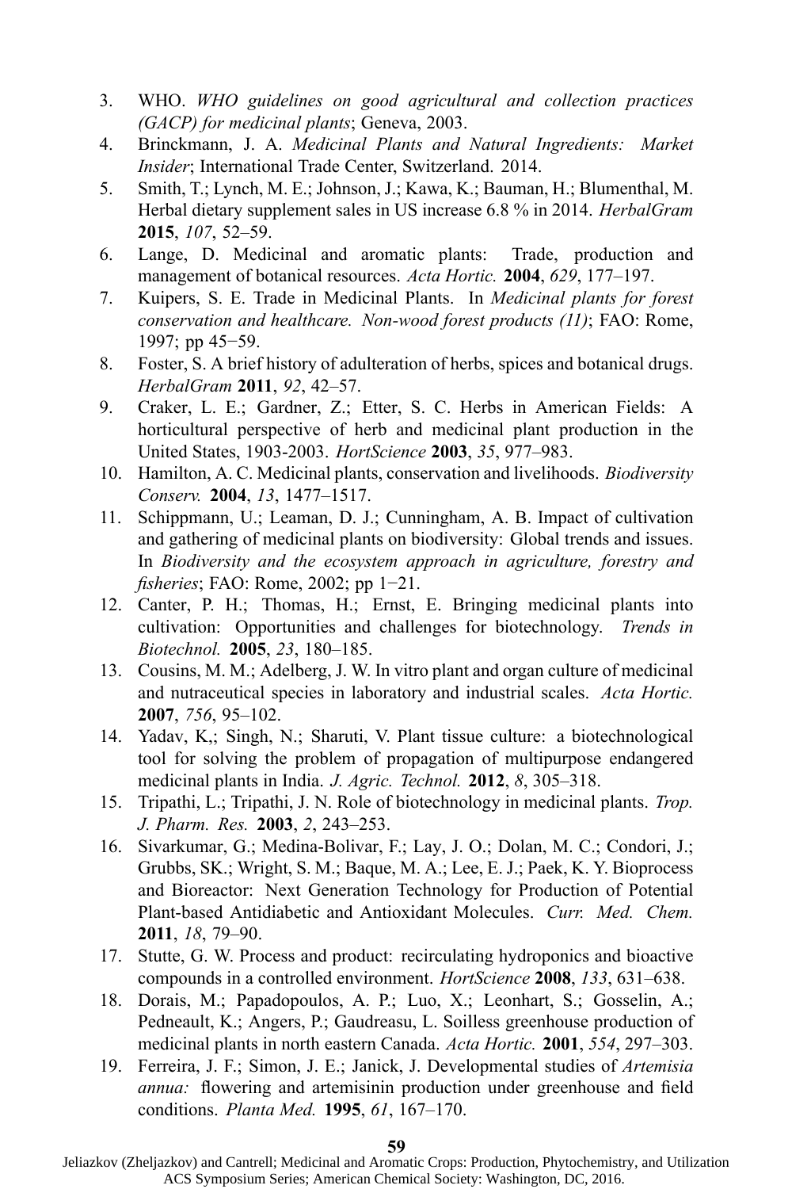3. WHO. *WHO guidelines on good agricultural and collection practices (GACP) for medicinal plants*; Geneva, 2003.
4. Brinckmann, J. A. *Medicinal Plants and Natural Ingredients: Market Insider*; International Trade Center, Switzerland. 2014.
5. Smith, T.; Lynch, M. E.; Johnson, J.; Kawa, K.; Bauman, H.; Blumenthal, M. Herbal dietary supplement sales in US increase 6.8 % in 2014. *HerbalGram* **2015**, *107*, 52–59.
6. Lange, D. Medicinal and aromatic plants: Trade, production and management of botanical resources. *Acta Hortic.* **2004**, *629*, 177–197.
7. Kuipers, S. E. Trade in Medicinal Plants. In *Medicinal plants for forest conservation and healthcare. Non-wood forest products (11)*; FAO: Rome, 1997; pp 45−59.
8. Foster, S. A brief history of adulteration of herbs, spices and botanical drugs. *HerbalGram* **2011**, *92*, 42–57.
9. Craker, L. E.; Gardner, Z.; Etter, S. C. Herbs in American Fields: A horticultural perspective of herb and medicinal plant production in the United States, 1903-2003. *HortScience* **2003**, *35*, 977–983.
10. Hamilton, A. C. Medicinal plants, conservation and livelihoods. *Biodiversity Conserv.* **2004**, *13*, 1477–1517.
11. Schippmann, U.; Leaman, D. J.; Cunningham, A. B. Impact of cultivation and gathering of medicinal plants on biodiversity: Global trends and issues. In *Biodiversity and the ecosystem approach in agriculture, forestry and fisheries*; FAO: Rome, 2002; pp 1−21.
12. Canter, P. H.; Thomas, H.; Ernst, E. Bringing medicinal plants into cultivation: Opportunities and challenges for biotechnology. *Trends in Biotechnol.* **2005**, *23*, 180–185.
13. Cousins, M. M.; Adelberg, J. W. In vitro plant and organ culture of medicinal and nutraceutical species in laboratory and industrial scales. *Acta Hortic.* **2007**, *756*, 95–102.
14. Yadav, K,; Singh, N.; Sharuti, V. Plant tissue culture: a biotechnological tool for solving the problem of propagation of multipurpose endangered medicinal plants in India. *J. Agric. Technol.* **2012**, *8*, 305–318.
15. Tripathi, L.; Tripathi, J. N. Role of biotechnology in medicinal plants. *Trop. J. Pharm. Res.* **2003**, *2*, 243–253.
16. Sivarkumar, G.; Medina-Bolivar, F.; Lay, J. O.; Dolan, M. C.; Condori, J.; Grubbs, SK.; Wright, S. M.; Baque, M. A.; Lee, E. J.; Paek, K. Y. Bioprocess and Bioreactor: Next Generation Technology for Production of Potential Plant-based Antidiabetic and Antioxidant Molecules. *Curr. Med. Chem.* **2011**, *18*, 79–90.
17. Stutte, G. W. Process and product: recirculating hydroponics and bioactive compounds in a controlled environment. *HortScience* **2008**, *133*, 631–638.
18. Dorais, M.; Papadopoulos, A. P.; Luo, X.; Leonhart, S.; Gosselin, A.; Pedneault, K.; Angers, P.; Gaudreasu, L. Soilless greenhouse production of medicinal plants in north eastern Canada. *Acta Hortic.* **2001**, *554*, 297–303.
19. Ferreira, J. F.; Simon, J. E.; Janick, J. Developmental studies of *Artemisia annua:* flowering and artemisinin production under greenhouse and field conditions. *Planta Med.* **1995**, *61*, 167–170.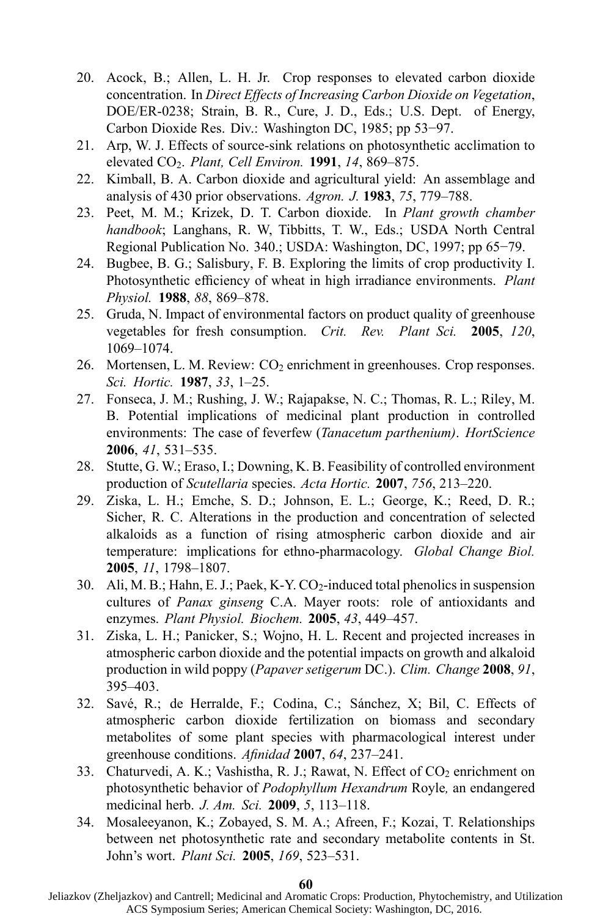20. Acock, B.; Allen, L. H. Jr. Crop responses to elevated carbon dioxide concentration. In *Direct Effects of Increasing Carbon Dioxide on Vegetation*, DOE/ER-0238; Strain, B. R., Cure, J. D., Eds.; U.S. Dept. of Energy, Carbon Dioxide Res. Div.: Washington DC, 1985; pp 53−97.
21. Arp, W. J. Effects of source-sink relations on photosynthetic acclimation to elevated $CO_2$. *Plant, Cell Environ.* **1991**, *14*, 869–875.
22. Kimball, B. A. Carbon dioxide and agricultural yield: An assemblage and analysis of 430 prior observations. *Agron. J.* **1983**, *75*, 779–788.
23. Peet, M. M.; Krizek, D. T. Carbon dioxide. In *Plant growth chamber handbook*; Langhans, R. W, Tibbitts, T. W., Eds.; USDA North Central Regional Publication No. 340.; USDA: Washington, DC, 1997; pp 65−79.
24. Bugbee, B. G.; Salisbury, F. B. Exploring the limits of crop productivity I. Photosynthetic efficiency of wheat in high irradiance environments. *Plant Physiol.* **1988**, *88*, 869–878.
25. Gruda, N. Impact of environmental factors on product quality of greenhouse vegetables for fresh consumption. *Crit. Rev. Plant Sci.* **2005**, *120*, 1069–1074.
26. Mortensen, L. M. Review: $CO_2$ enrichment in greenhouses. Crop responses. *Sci. Hortic.* **1987**, *33*, 1–25.
27. Fonseca, J. M.; Rushing, J. W.; Rajapakse, N. C.; Thomas, R. L.; Riley, M. B. Potential implications of medicinal plant production in controlled environments: The case of feverfew (*Tanacetum parthenium)*. *HortScience* **2006**, *41*, 531–535.
28. Stutte, G. W.; Eraso, I.; Downing, K. B. Feasibility of controlled environment production of *Scutellaria* species. *Acta Hortic.* **2007**, *756*, 213–220.
29. Ziska, L. H.; Emche, S. D.; Johnson, E. L.; George, K.; Reed, D. R.; Sicher, R. C. Alterations in the production and concentration of selected alkaloids as a function of rising atmospheric carbon dioxide and air temperature: implications for ethno-pharmacology. *Global Change Biol.* **2005**, *11*, 1798–1807.
30. Ali, M. B.; Hahn, E. J.; Paek, K-Y. $CO_2$-induced total phenolics in suspension cultures of *Panax ginseng* C.A. Mayer roots: role of antioxidants and enzymes. *Plant Physiol. Biochem.* **2005**, *43*, 449–457.
31. Ziska, L. H.; Panicker, S.; Wojno, H. L. Recent and projected increases in atmospheric carbon dioxide and the potential impacts on growth and alkaloid production in wild poppy (*Papaver setigerum* DC.). *Clim. Change* **2008**, *91*, 395–403.
32. Savé, R.; de Herralde, F.; Codina, C.; Sánchez, X; Bil, C. Effects of atmospheric carbon dioxide fertilization on biomass and secondary metabolites of some plant species with pharmacological interest under greenhouse conditions. *Afinidad* **2007**, *64*, 237–241.
33. Chaturvedi, A. K.; Vashistha, R. J.; Rawat, N. Effect of $CO_2$ enrichment on photosynthetic behavior of *Podophyllum Hexandrum* Royle*,* an endangered medicinal herb. *J. Am. Sci.* **2009**, *5*, 113–118.
34. Mosaleeyanon, K.; Zobayed, S. M. A.; Afreen, F.; Kozai, T. Relationships between net photosynthetic rate and secondary metabolite contents in St. John's wort. *Plant Sci.* **2005**, *169*, 523–531.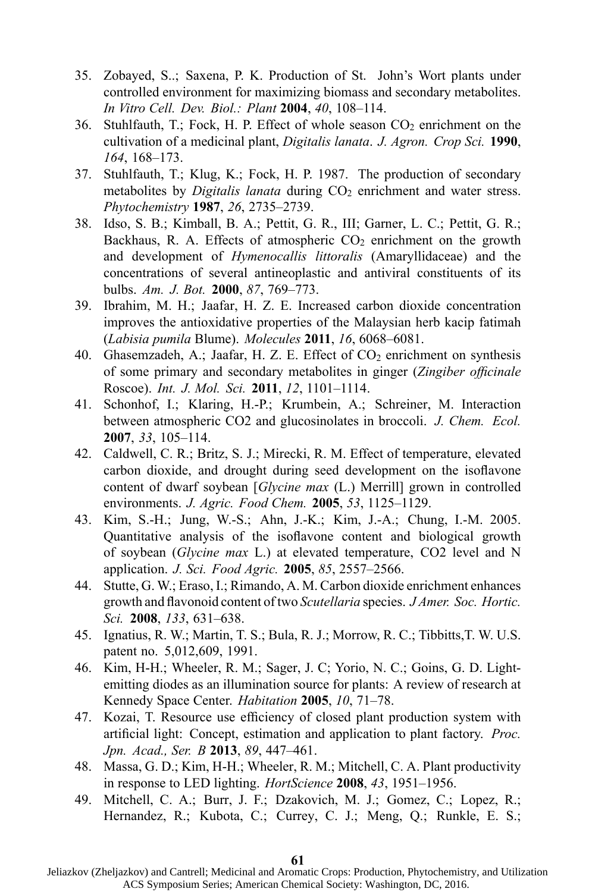35. Zobayed, S..; Saxena, P. K. Production of St. John's Wort plants under controlled environment for maximizing biomass and secondary metabolites. *In Vitro Cell. Dev. Biol.: Plant* **2004**, *40*, 108–114.
36. Stuhlfauth, T.; Fock, H. P. Effect of whole season $CO_2$ enrichment on the cultivation of a medicinal plant, *Digitalis lanata*. *J. Agron. Crop Sci.* **1990**, *164*, 168–173.
37. Stuhlfauth, T.; Klug, K.; Fock, H. P. 1987. The production of secondary metabolites by *Digitalis lanata* during $CO_2$ enrichment and water stress. *Phytochemistry* **1987**, *26*, 2735–2739.
38. Idso, S. B.; Kimball, B. A.; Pettit, G. R., III; Garner, L. C.; Pettit, G. R.; Backhaus, R. A. Effects of atmospheric $CO_2$ enrichment on the growth and development of *Hymenocallis littoralis* (Amaryllidaceae) and the concentrations of several antineoplastic and antiviral constituents of its bulbs. *Am. J. Bot.* **2000**, *87*, 769–773.
39. Ibrahim, M. H.; Jaafar, H. Z. E. Increased carbon dioxide concentration improves the antioxidative properties of the Malaysian herb kacip fatimah (*Labisia pumila* Blume). *Molecules* **2011**, *16*, 6068–6081.
40. Ghasemzadeh, A.; Jaafar, H. Z. E. Effect of $CO_2$ enrichment on synthesis of some primary and secondary metabolites in ginger (*Zingiber officinale* Roscoe). *Int. J. Mol. Sci.* **2011**, *12*, 1101–1114.
41. Schonhof, I.; Klaring, H.-P.; Krumbein, A.; Schreiner, M. Interaction between atmospheric CO2 and glucosinolates in broccoli. *J. Chem. Ecol.* **2007**, *33*, 105–114.
42. Caldwell, C. R.; Britz, S. J.; Mirecki, R. M. Effect of temperature, elevated carbon dioxide, and drought during seed development on the isoflavone content of dwarf soybean [*Glycine max* (L.) Merrill] grown in controlled environments. *J. Agric. Food Chem.* **2005**, *53*, 1125–1129.
43. Kim, S.-H.; Jung, W.-S.; Ahn, J.-K.; Kim, J.-A.; Chung, I.-M. 2005. Quantitative analysis of the isoflavone content and biological growth of soybean (*Glycine max* L.) at elevated temperature, CO2 level and N application. *J. Sci. Food Agric.* **2005**, *85*, 2557–2566.
44. Stutte, G. W.; Eraso, I.; Rimando, A. M. Carbon dioxide enrichment enhances growth and flavonoid content of two *Scutellaria* species. *J Amer. Soc. Hortic. Sci.* **2008**, *133*, 631–638.
45. Ignatius, R. W.; Martin, T. S.; Bula, R. J.; Morrow, R. C.; Tibbitts,T. W. U.S. patent no. 5,012,609, 1991.
46. Kim, H-H.; Wheeler, R. M.; Sager, J. C; Yorio, N. C.; Goins, G. D. Light-emitting diodes as an illumination source for plants: A review of research at Kennedy Space Center. *Habitation* **2005**, *10*, 71–78.
47. Kozai, T. Resource use efficiency of closed plant production system with artificial light: Concept, estimation and application to plant factory. *Proc. Jpn. Acad., Ser. B* **2013**, *89*, 447–461.
48. Massa, G. D.; Kim, H-H.; Wheeler, R. M.; Mitchell, C. A. Plant productivity in response to LED lighting. *HortScience* **2008**, *43*, 1951–1956.
49. Mitchell, C. A.; Burr, J. F.; Dzakovich, M. J.; Gomez, C.; Lopez, R.; Hernandez, R.; Kubota, C.; Currey, C. J.; Meng, Q.; Runkle, E. S.;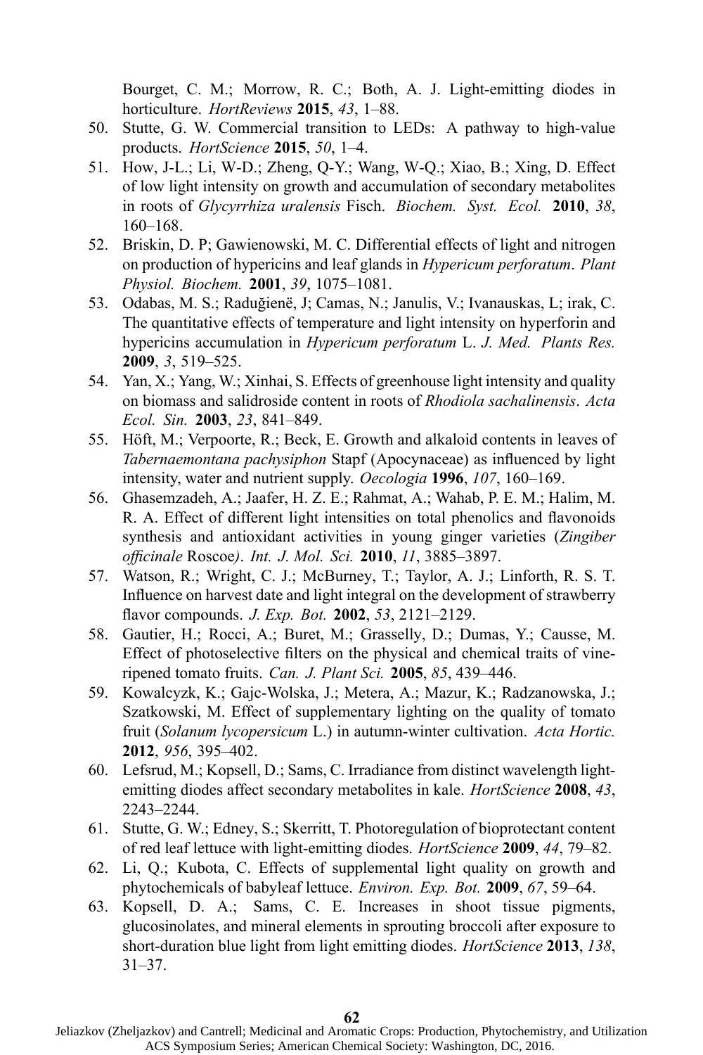Bourget, C. M.; Morrow, R. C.; Both, A. J. Light-emitting diodes in horticulture. *HortReviews* **2015**, *43*, 1–88.

50. Stutte, G. W. Commercial transition to LEDs: A pathway to high-value products. *HortScience* **2015**, *50*, 1–4.
51. How, J-L.; Li, W-D.; Zheng, Q-Y.; Wang, W-Q.; Xiao, B.; Xing, D. Effect of low light intensity on growth and accumulation of secondary metabolites in roots of *Glycyrrhiza uralensis* Fisch. *Biochem. Syst. Ecol.* **2010**, *38*, 160–168.
52. Briskin, D. P; Gawienowski, M. C. Differential effects of light and nitrogen on production of hypericins and leaf glands in *Hypericum perforatum*. *Plant Physiol. Biochem.* **2001**, *39*, 1075–1081.
53. Odabas, M. S.; Radušienė, J; Camas, N.; Janulis, V.; Ivanauskas, L; irak, C. The quantitative effects of temperature and light intensity on hyperforin and hypericins accumulation in *Hypericum perforatum* L. *J. Med. Plants Res.* **2009**, *3*, 519–525.
54. Yan, X.; Yang, W.; Xinhai, S. Effects of greenhouse light intensity and quality on biomass and salidroside content in roots of *Rhodiola sachalinensis*. *Acta Ecol. Sin.* **2003**, *23*, 841–849.
55. Höft, M.; Verpoorte, R.; Beck, E. Growth and alkaloid contents in leaves of *Tabernaemontana pachysiphon* Stapf (Apocynaceae) as influenced by light intensity, water and nutrient supply. *Oecologia* **1996**, *107*, 160–169.
56. Ghasemzadeh, A.; Jaafer, H. Z. E.; Rahmat, A.; Wahab, P. E. M.; Halim, M. R. A. Effect of different light intensities on total phenolics and flavonoids synthesis and antioxidant activities in young ginger varieties (*Zingiber officinale* Roscoe*)*. *Int. J. Mol. Sci.* **2010**, *11*, 3885–3897.
57. Watson, R.; Wright, C. J.; McBurney, T.; Taylor, A. J.; Linforth, R. S. T. Influence on harvest date and light integral on the development of strawberry flavor compounds. *J. Exp. Bot.* **2002**, *53*, 2121–2129.
58. Gautier, H.; Rocci, A.; Buret, M.; Grasselly, D.; Dumas, Y.; Causse, M. Effect of photoselective filters on the physical and chemical traits of vine-ripened tomato fruits. *Can. J. Plant Sci.* **2005**, *85*, 439–446.
59. Kowalcyzk, K.; Gajc-Wolska, J.; Metera, A.; Mazur, K.; Radzanowska, J.; Szatkowski, M. Effect of supplementary lighting on the quality of tomato fruit (*Solanum lycopersicum* L.) in autumn-winter cultivation. *Acta Hortic.* **2012**, *956*, 395–402.
60. Lefsrud, M.; Kopsell, D.; Sams, C. Irradiance from distinct wavelength light-emitting diodes affect secondary metabolites in kale. *HortScience* **2008**, *43*, 2243–2244.
61. Stutte, G. W.; Edney, S.; Skerritt, T. Photoregulation of bioprotectant content of red leaf lettuce with light-emitting diodes. *HortScience* **2009**, *44*, 79–82.
62. Li, Q.; Kubota, C. Effects of supplemental light quality on growth and phytochemicals of babyleaf lettuce. *Environ. Exp. Bot.* **2009**, *67*, 59–64.
63. Kopsell, D. A.; Sams, C. E. Increases in shoot tissue pigments, glucosinolates, and mineral elements in sprouting broccoli after exposure to short-duration blue light from light emitting diodes. *HortScience* **2013**, *138*, 31–37.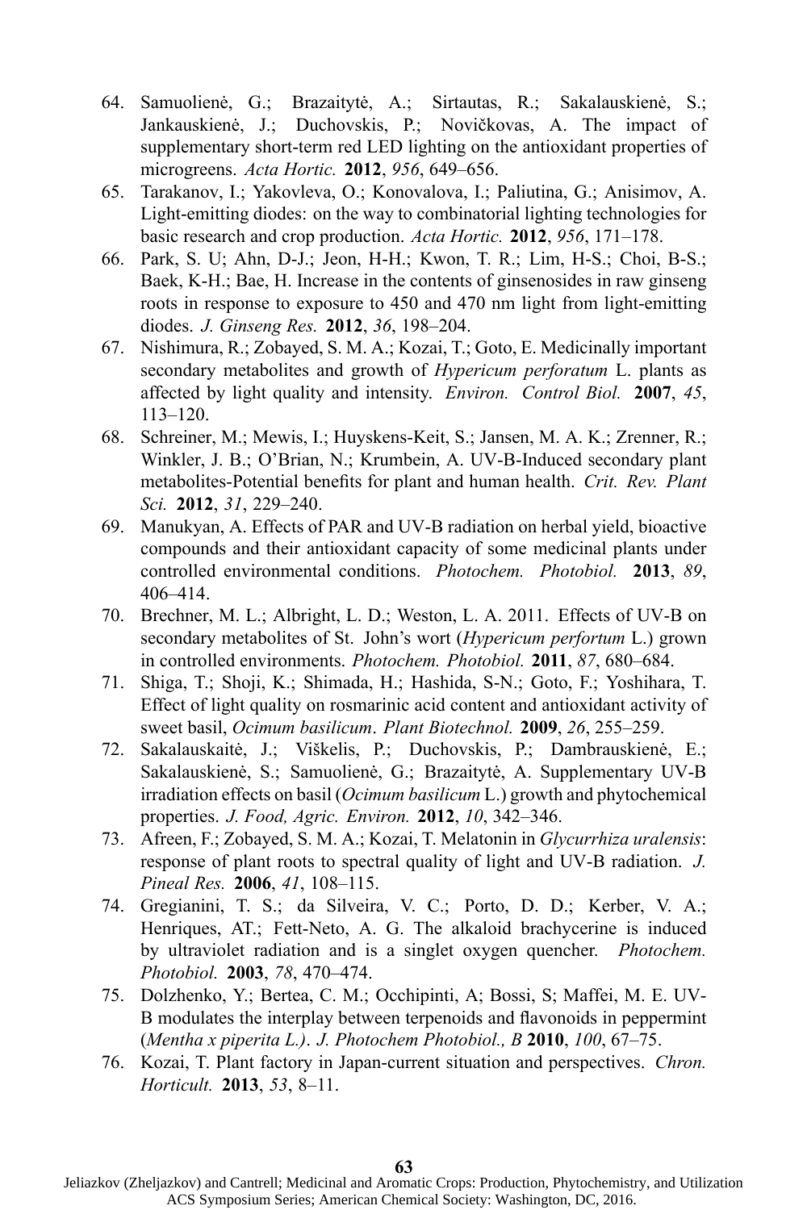64. Samuolienė, G.; Brazaitytė, A.; Sirtautas, R.; Sakalauskienė, S.; Jankauskienė, J.; Duchovskis, P.; Novičkovas, A. The impact of supplementary short-term red LED lighting on the antioxidant properties of microgreens. *Acta Hortic.* **2012**, *956*, 649–656.
65. Tarakanov, I.; Yakovleva, O.; Konovalova, I.; Paliutina, G.; Anisimov, A. Light-emitting diodes: on the way to combinatorial lighting technologies for basic research and crop production. *Acta Hortic.* **2012**, *956*, 171–178.
66. Park, S. U; Ahn, D-J.; Jeon, H-H.; Kwon, T. R.; Lim, H-S.; Choi, B-S.; Baek, K-H.; Bae, H. Increase in the contents of ginsenosides in raw ginseng roots in response to exposure to 450 and 470 nm light from light-emitting diodes. *J. Ginseng Res.* **2012**, *36*, 198–204.
67. Nishimura, R.; Zobayed, S. M. A.; Kozai, T.; Goto, E. Medicinally important secondary metabolites and growth of *Hypericum perforatum* L. plants as affected by light quality and intensity. *Environ. Control Biol.* **2007**, *45*, 113–120.
68. Schreiner, M.; Mewis, I.; Huyskens-Keit, S.; Jansen, M. A. K.; Zrenner, R.; Winkler, J. B.; O'Brian, N.; Krumbein, A. UV-B-Induced secondary plant metabolites-Potential benefits for plant and human health. *Crit. Rev. Plant Sci.* **2012**, *31*, 229–240.
69. Manukyan, A. Effects of PAR and UV-B radiation on herbal yield, bioactive compounds and their antioxidant capacity of some medicinal plants under controlled environmental conditions. *Photochem. Photobiol.* **2013**, *89*, 406–414.
70. Brechner, M. L.; Albright, L. D.; Weston, L. A. 2011. Effects of UV-B on secondary metabolites of St. John's wort (*Hypericum perfortum* L.) grown in controlled environments. *Photochem. Photobiol.* **2011**, *87*, 680–684.
71. Shiga, T.; Shoji, K.; Shimada, H.; Hashida, S-N.; Goto, F.; Yoshihara, T. Effect of light quality on rosmarinic acid content and antioxidant activity of sweet basil, *Ocimum basilicum*. *Plant Biotechnol.* **2009**, *26*, 255–259.
72. Sakalauskaitė, J.; Viškelis, P.; Duchovskis, P.; Dambrauskienė, E.; Sakalauskienė, S.; Samuolienė, G.; Brazaitytė, A. Supplementary UV-B irradiation effects on basil (*Ocimum basilicum* L.) growth and phytochemical properties. *J. Food, Agric. Environ.* **2012**, *10*, 342–346.
73. Afreen, F.; Zobayed, S. M. A.; Kozai, T. Melatonin in *Glycurrhiza uralensis*: response of plant roots to spectral quality of light and UV-B radiation. *J. Pineal Res.* **2006**, *41*, 108–115.
74. Gregianini, T. S.; da Silveira, V. C.; Porto, D. D.; Kerber, V. A.; Henriques, AT.; Fett-Neto, A. G. The alkaloid brachycerine is induced by ultraviolet radiation and is a singlet oxygen quencher. *Photochem. Photobiol.* **2003**, *78*, 470–474.
75. Dolzhenko, Y.; Bertea, C. M.; Occhipinti, A; Bossi, S; Maffei, M. E. UV-B modulates the interplay between terpenoids and flavonoids in peppermint (*Mentha x piperita L.)*. *J. Photochem Photobiol., B* **2010**, *100*, 67–75.
76. Kozai, T. Plant factory in Japan-current situation and perspectives. *Chron. Horticult.* **2013**, *53*, 8–11.